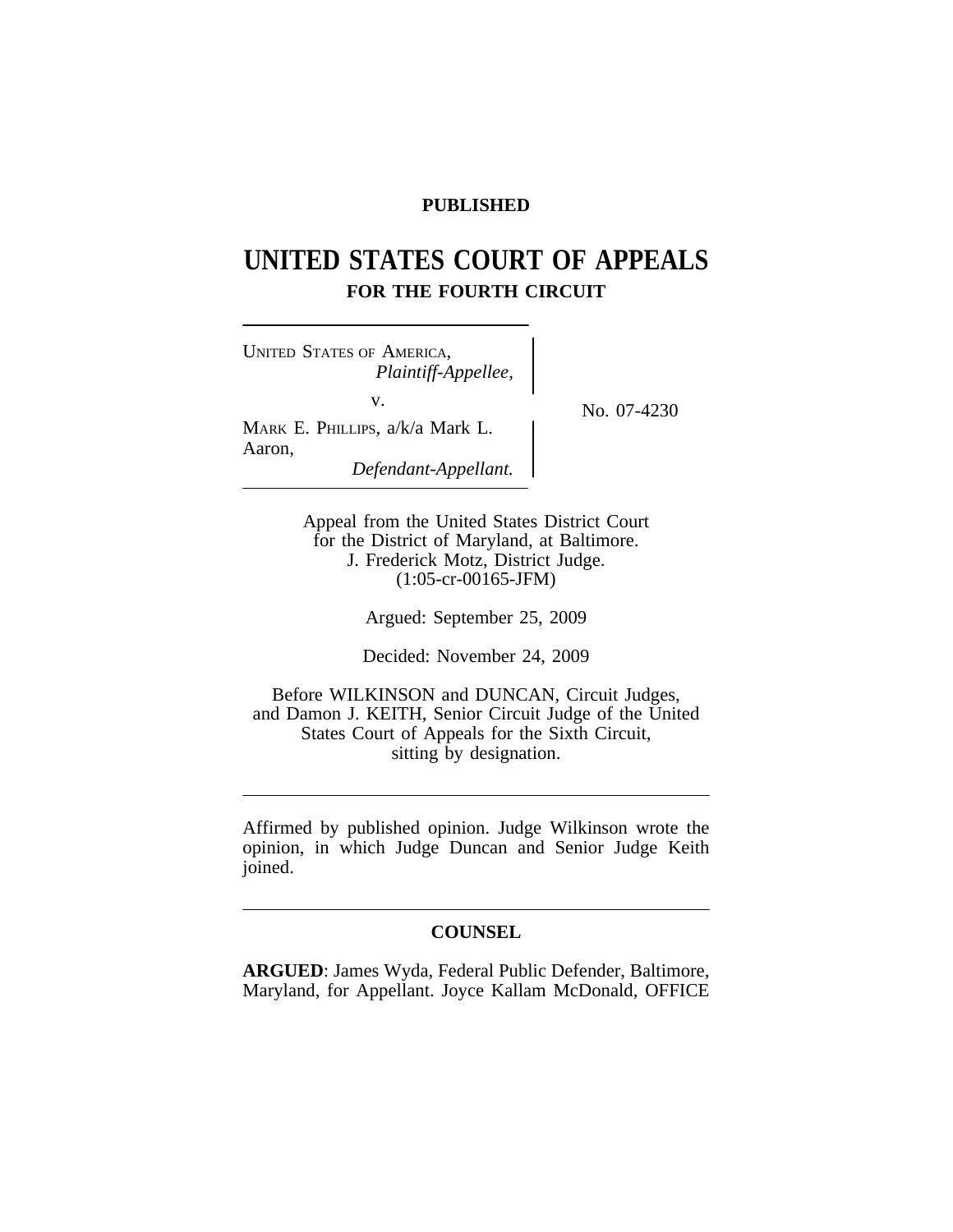**PUBLISHED**

# UNITED STATES COURT OF APPEALS
## FOR THE FOURTH CIRCUIT

UNITED STATES OF AMERICA,
*Plaintiff-Appellee,*

v.

MARK E. PHILLIPS, a/k/a Mark L. Aaron,
*Defendant-Appellant.*

No. 07-4230

Appeal from the United States District Court for the District of Maryland, at Baltimore.
J. Frederick Motz, District Judge.
(1:05-cr-00165-JFM)

Argued: September 25, 2009

Decided: November 24, 2009

Before WILKINSON and DUNCAN, Circuit Judges, and Damon J. KEITH, Senior Circuit Judge of the United States Court of Appeals for the Sixth Circuit, sitting by designation.

---

Affirmed by published opinion. Judge Wilkinson wrote the opinion, in which Judge Duncan and Senior Judge Keith joined.

---

## COUNSEL

**ARGUED**: James Wyda, Federal Public Defender, Baltimore, Maryland, for Appellant. Joyce Kallam McDonald, OFFICE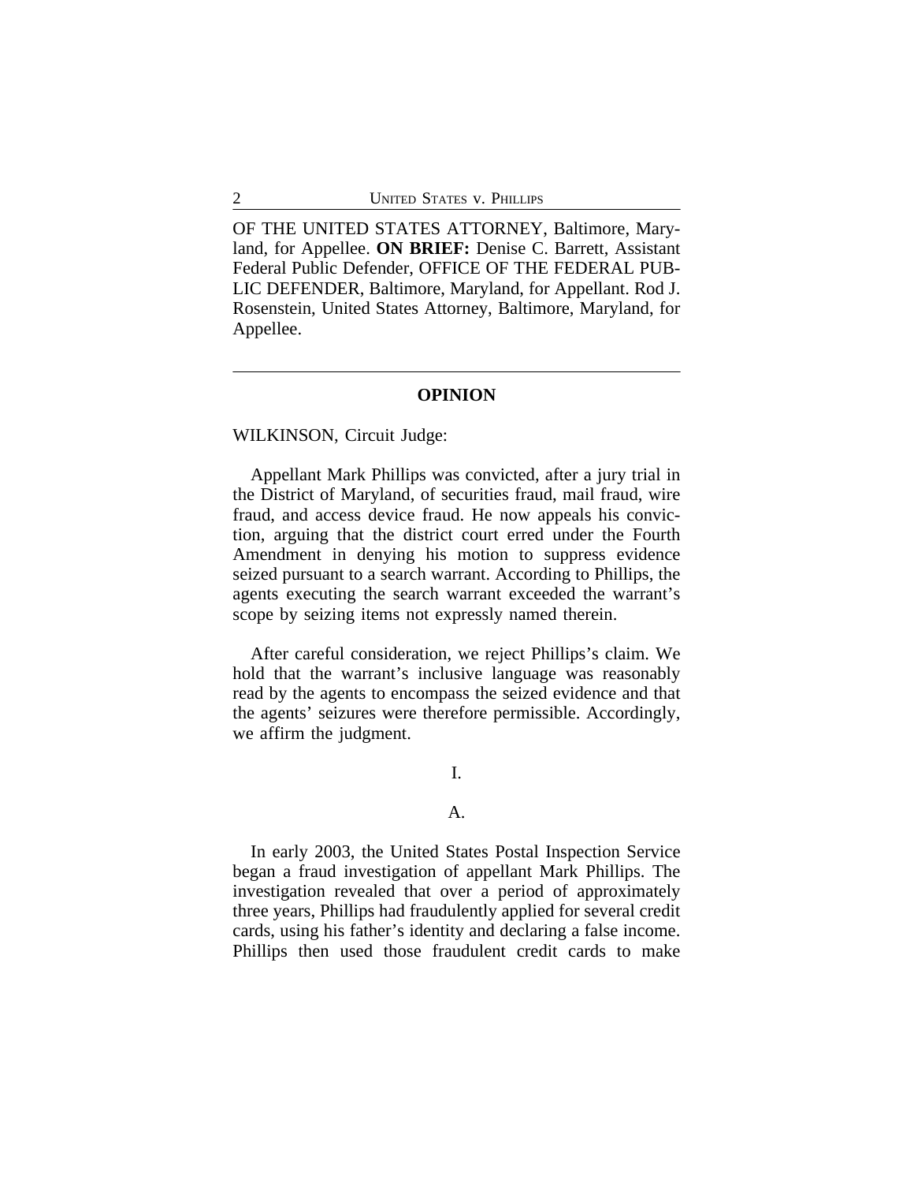OF THE UNITED STATES ATTORNEY, Baltimore, Maryland, for Appellee. **ON BRIEF:** Denise C. Barrett, Assistant Federal Public Defender, OFFICE OF THE FEDERAL PUBLIC DEFENDER, Baltimore, Maryland, for Appellant. Rod J. Rosenstein, United States Attorney, Baltimore, Maryland, for Appellee.

---

**OPINION**

WILKINSON, Circuit Judge:

Appellant Mark Phillips was convicted, after a jury trial in the District of Maryland, of securities fraud, mail fraud, wire fraud, and access device fraud. He now appeals his conviction, arguing that the district court erred under the Fourth Amendment in denying his motion to suppress evidence seized pursuant to a search warrant. According to Phillips, the agents executing the search warrant exceeded the warrant's scope by seizing items not expressly named therein.

After careful consideration, we reject Phillips's claim. We hold that the warrant's inclusive language was reasonably read by the agents to encompass the seized evidence and that the agents' seizures were therefore permissible. Accordingly, we affirm the judgment.

I.

A.

In early 2003, the United States Postal Inspection Service began a fraud investigation of appellant Mark Phillips. The investigation revealed that over a period of approximately three years, Phillips had fraudulently applied for several credit cards, using his father's identity and declaring a false income. Phillips then used those fraudulent credit cards to make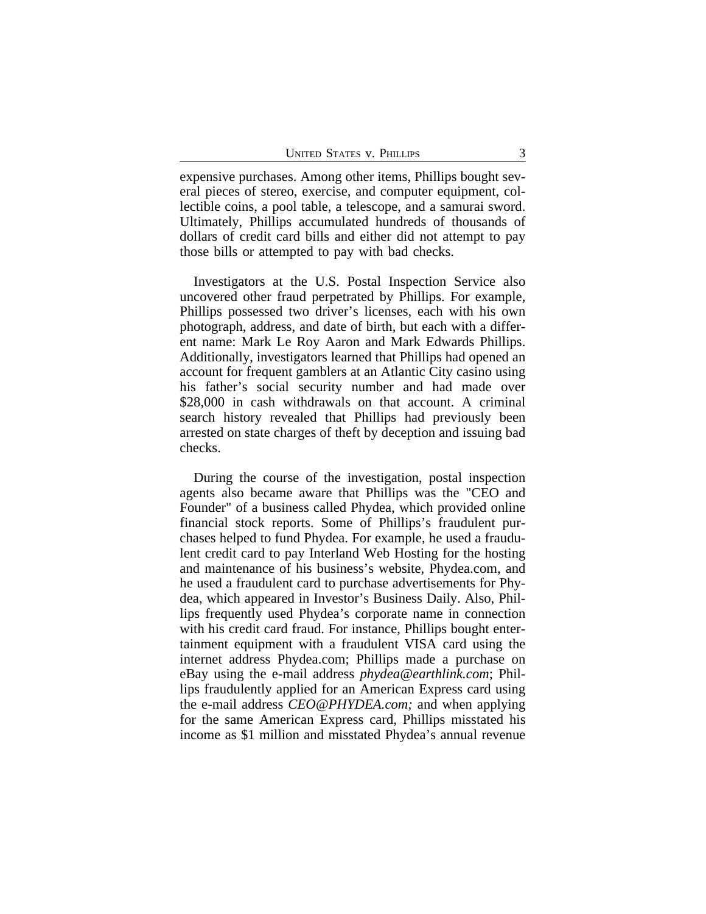expensive purchases. Among other items, Phillips bought several pieces of stereo, exercise, and computer equipment, collectible coins, a pool table, a telescope, and a samurai sword. Ultimately, Phillips accumulated hundreds of thousands of dollars of credit card bills and either did not attempt to pay those bills or attempted to pay with bad checks.

Investigators at the U.S. Postal Inspection Service also uncovered other fraud perpetrated by Phillips. For example, Phillips possessed two driver's licenses, each with his own photograph, address, and date of birth, but each with a different name: Mark Le Roy Aaron and Mark Edwards Phillips. Additionally, investigators learned that Phillips had opened an account for frequent gamblers at an Atlantic City casino using his father's social security number and had made over $28,000 in cash withdrawals on that account. A criminal search history revealed that Phillips had previously been arrested on state charges of theft by deception and issuing bad checks.

During the course of the investigation, postal inspection agents also became aware that Phillips was the "CEO and Founder" of a business called Phydea, which provided online financial stock reports. Some of Phillips's fraudulent purchases helped to fund Phydea. For example, he used a fraudulent credit card to pay Interland Web Hosting for the hosting and maintenance of his business's website, Phydea.com, and he used a fraudulent card to purchase advertisements for Phydea, which appeared in Investor's Business Daily. Also, Phillips frequently used Phydea's corporate name in connection with his credit card fraud. For instance, Phillips bought entertainment equipment with a fraudulent VISA card using the internet address Phydea.com; Phillips made a purchase on eBay using the e-mail address *phydea@earthlink.com*; Phillips fraudulently applied for an American Express card using the e-mail address *CEO@PHYDEA.com;* and when applying for the same American Express card, Phillips misstated his income as $1 million and misstated Phydea's annual revenue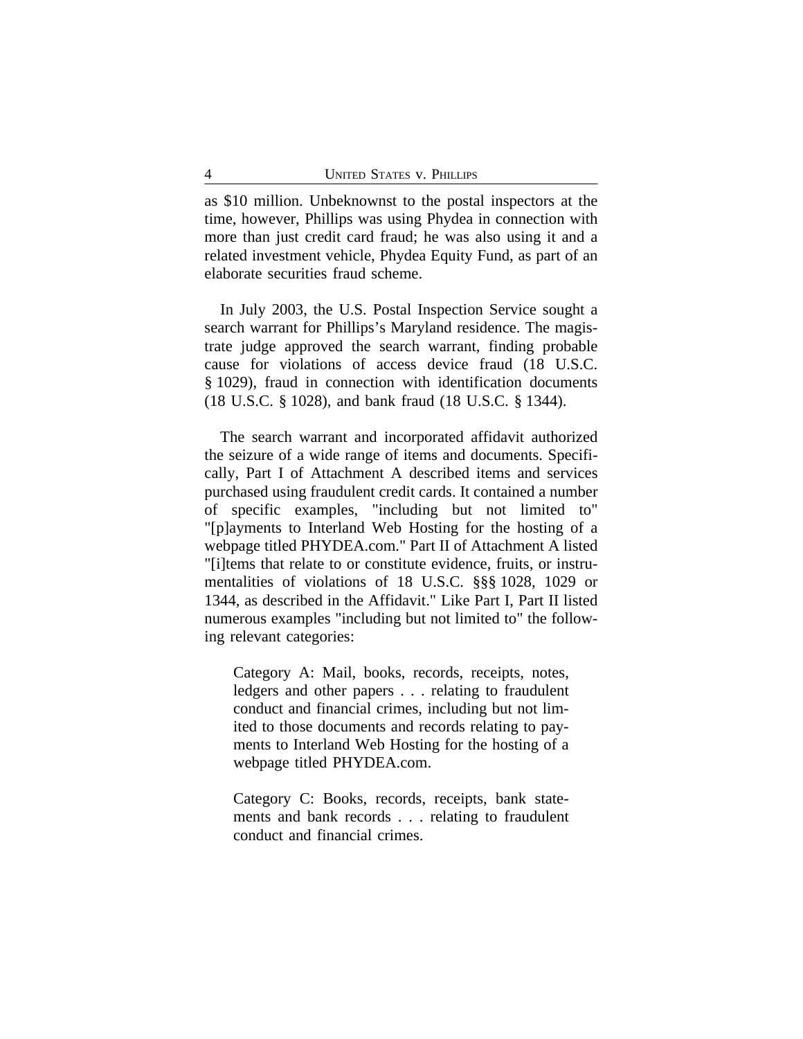as $10 million. Unbeknownst to the postal inspectors at the time, however, Phillips was using Phydea in connection with more than just credit card fraud; he was also using it and a related investment vehicle, Phydea Equity Fund, as part of an elaborate securities fraud scheme.

In July 2003, the U.S. Postal Inspection Service sought a search warrant for Phillips's Maryland residence. The magistrate judge approved the search warrant, finding probable cause for violations of access device fraud (18 U.S.C. § 1029), fraud in connection with identification documents (18 U.S.C. § 1028), and bank fraud (18 U.S.C. § 1344).

The search warrant and incorporated affidavit authorized the seizure of a wide range of items and documents. Specifically, Part I of Attachment A described items and services purchased using fraudulent credit cards. It contained a number of specific examples, "including but not limited to" "[p]ayments to Interland Web Hosting for the hosting of a webpage titled PHYDEA.com." Part II of Attachment A listed "[i]tems that relate to or constitute evidence, fruits, or instrumentalities of violations of 18 U.S.C. §§ 1028, 1029 or 1344, as described in the Affidavit." Like Part I, Part II listed numerous examples "including but not limited to" the following relevant categories:

> Category A: Mail, books, records, receipts, notes, ledgers and other papers . . . relating to fraudulent conduct and financial crimes, including but not limited to those documents and records relating to payments to Interland Web Hosting for the hosting of a webpage titled PHYDEA.com.
>
> Category C: Books, records, receipts, bank statements and bank records . . . relating to fraudulent conduct and financial crimes.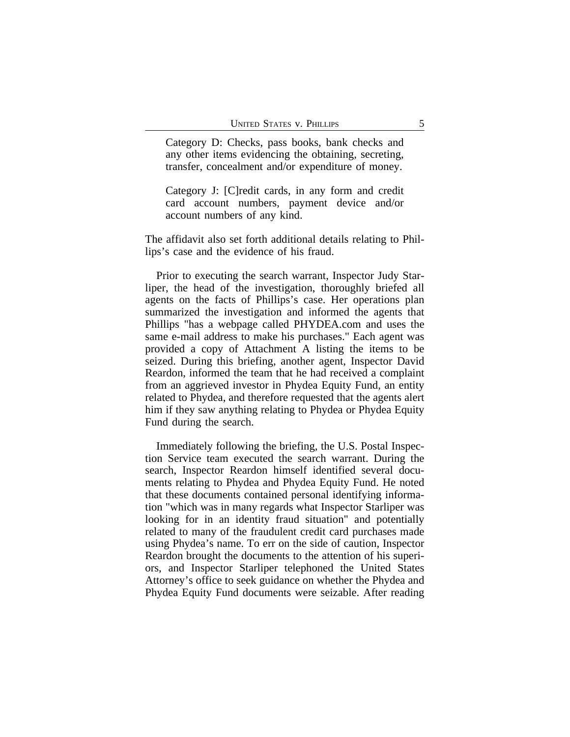> Category D: Checks, pass books, bank checks and any other items evidencing the obtaining, secreting, transfer, concealment and/or expenditure of money.
>
> Category J: [C]redit cards, in any form and credit card account numbers, payment device and/or account numbers of any kind.

The affidavit also set forth additional details relating to Phillips's case and the evidence of his fraud.

Prior to executing the search warrant, Inspector Judy Starliper, the head of the investigation, thoroughly briefed all agents on the facts of Phillips's case. Her operations plan summarized the investigation and informed the agents that Phillips "has a webpage called PHYDEA.com and uses the same e-mail address to make his purchases." Each agent was provided a copy of Attachment A listing the items to be seized. During this briefing, another agent, Inspector David Reardon, informed the team that he had received a complaint from an aggrieved investor in Phydea Equity Fund, an entity related to Phydea, and therefore requested that the agents alert him if they saw anything relating to Phydea or Phydea Equity Fund during the search.

Immediately following the briefing, the U.S. Postal Inspection Service team executed the search warrant. During the search, Inspector Reardon himself identified several documents relating to Phydea and Phydea Equity Fund. He noted that these documents contained personal identifying information "which was in many regards what Inspector Starliper was looking for in an identity fraud situation" and potentially related to many of the fraudulent credit card purchases made using Phydea's name. To err on the side of caution, Inspector Reardon brought the documents to the attention of his superiors, and Inspector Starliper telephoned the United States Attorney's office to seek guidance on whether the Phydea and Phydea Equity Fund documents were seizable. After reading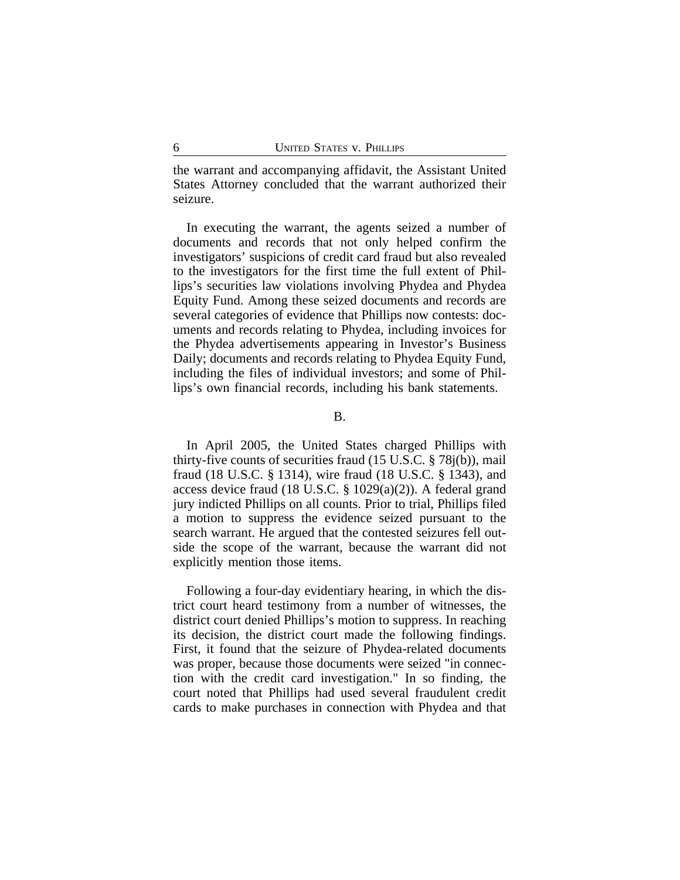the warrant and accompanying affidavit, the Assistant United States Attorney concluded that the warrant authorized their seizure.

In executing the warrant, the agents seized a number of documents and records that not only helped confirm the investigators' suspicions of credit card fraud but also revealed to the investigators for the first time the full extent of Phillips's securities law violations involving Phydea and Phydea Equity Fund. Among these seized documents and records are several categories of evidence that Phillips now contests: documents and records relating to Phydea, including invoices for the Phydea advertisements appearing in Investor's Business Daily; documents and records relating to Phydea Equity Fund, including the files of individual investors; and some of Phillips's own financial records, including his bank statements.

B.

In April 2005, the United States charged Phillips with thirty-five counts of securities fraud (15 U.S.C. § 78j(b)), mail fraud (18 U.S.C. § 1314), wire fraud (18 U.S.C. § 1343), and access device fraud (18 U.S.C. § 1029(a)(2)). A federal grand jury indicted Phillips on all counts. Prior to trial, Phillips filed a motion to suppress the evidence seized pursuant to the search warrant. He argued that the contested seizures fell outside the scope of the warrant, because the warrant did not explicitly mention those items.

Following a four-day evidentiary hearing, in which the district court heard testimony from a number of witnesses, the district court denied Phillips's motion to suppress. In reaching its decision, the district court made the following findings. First, it found that the seizure of Phydea-related documents was proper, because those documents were seized "in connection with the credit card investigation." In so finding, the court noted that Phillips had used several fraudulent credit cards to make purchases in connection with Phydea and that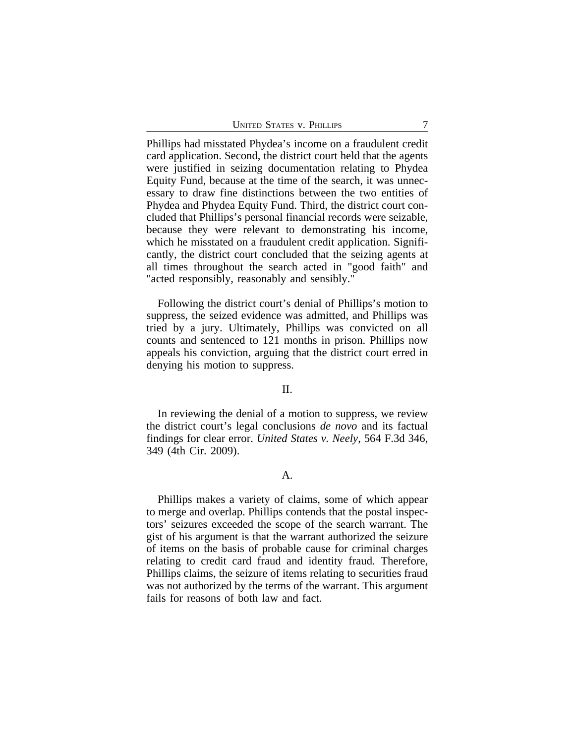Phillips had misstated Phydea's income on a fraudulent credit card application. Second, the district court held that the agents were justified in seizing documentation relating to Phydea Equity Fund, because at the time of the search, it was unnecessary to draw fine distinctions between the two entities of Phydea and Phydea Equity Fund. Third, the district court concluded that Phillips's personal financial records were seizable, because they were relevant to demonstrating his income, which he misstated on a fraudulent credit application. Significantly, the district court concluded that the seizing agents at all times throughout the search acted in "good faith" and "acted responsibly, reasonably and sensibly."

Following the district court's denial of Phillips's motion to suppress, the seized evidence was admitted, and Phillips was tried by a jury. Ultimately, Phillips was convicted on all counts and sentenced to 121 months in prison. Phillips now appeals his conviction, arguing that the district court erred in denying his motion to suppress.

## II.

In reviewing the denial of a motion to suppress, we review the district court's legal conclusions *de novo* and its factual findings for clear error. *United States v. Neely*, 564 F.3d 346, 349 (4th Cir. 2009).

### A.

Phillips makes a variety of claims, some of which appear to merge and overlap. Phillips contends that the postal inspectors' seizures exceeded the scope of the search warrant. The gist of his argument is that the warrant authorized the seizure of items on the basis of probable cause for criminal charges relating to credit card fraud and identity fraud. Therefore, Phillips claims, the seizure of items relating to securities fraud was not authorized by the terms of the warrant. This argument fails for reasons of both law and fact.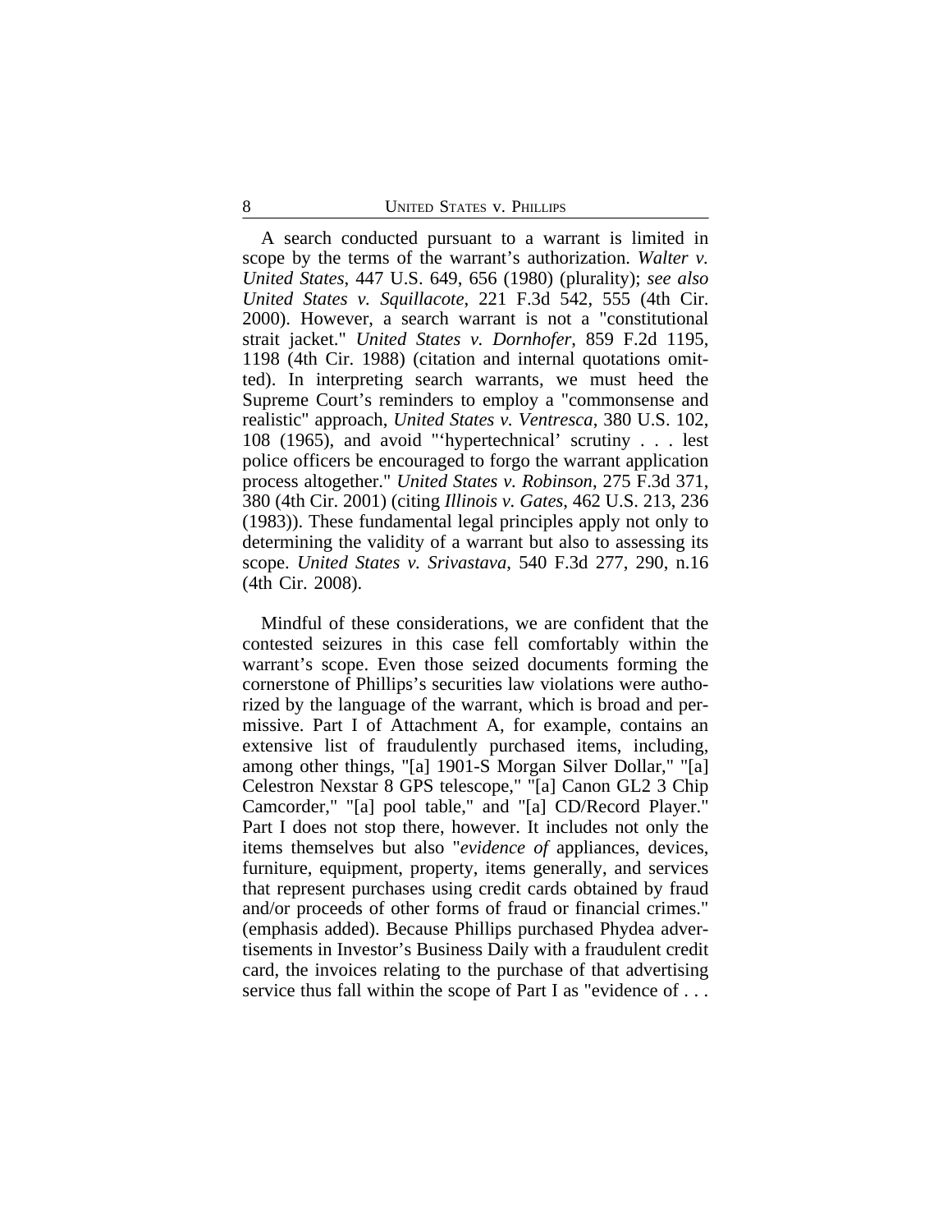A search conducted pursuant to a warrant is limited in scope by the terms of the warrant's authorization. *Walter v. United States*, 447 U.S. 649, 656 (1980) (plurality); *see also United States v. Squillacote*, 221 F.3d 542, 555 (4th Cir. 2000). However, a search warrant is not a "constitutional strait jacket." *United States v. Dornhofer*, 859 F.2d 1195, 1198 (4th Cir. 1988) (citation and internal quotations omitted). In interpreting search warrants, we must heed the Supreme Court's reminders to employ a "commonsense and realistic" approach, *United States v. Ventresca*, 380 U.S. 102, 108 (1965), and avoid "'hypertechnical' scrutiny . . . lest police officers be encouraged to forgo the warrant application process altogether." *United States v. Robinson*, 275 F.3d 371, 380 (4th Cir. 2001) (citing *Illinois v. Gates*, 462 U.S. 213, 236 (1983)). These fundamental legal principles apply not only to determining the validity of a warrant but also to assessing its scope. *United States v. Srivastava*, 540 F.3d 277, 290, n.16 (4th Cir. 2008).

Mindful of these considerations, we are confident that the contested seizures in this case fell comfortably within the warrant's scope. Even those seized documents forming the cornerstone of Phillips's securities law violations were authorized by the language of the warrant, which is broad and permissive. Part I of Attachment A, for example, contains an extensive list of fraudulently purchased items, including, among other things, "[a] 1901-S Morgan Silver Dollar," "[a] Celestron Nexstar 8 GPS telescope," "[a] Canon GL2 3 Chip Camcorder," "[a] pool table," and "[a] CD/Record Player." Part I does not stop there, however. It includes not only the items themselves but also "*evidence of* appliances, devices, furniture, equipment, property, items generally, and services that represent purchases using credit cards obtained by fraud and/or proceeds of other forms of fraud or financial crimes." (emphasis added). Because Phillips purchased Phydea advertisements in Investor's Business Daily with a fraudulent credit card, the invoices relating to the purchase of that advertising service thus fall within the scope of Part I as "evidence of . . .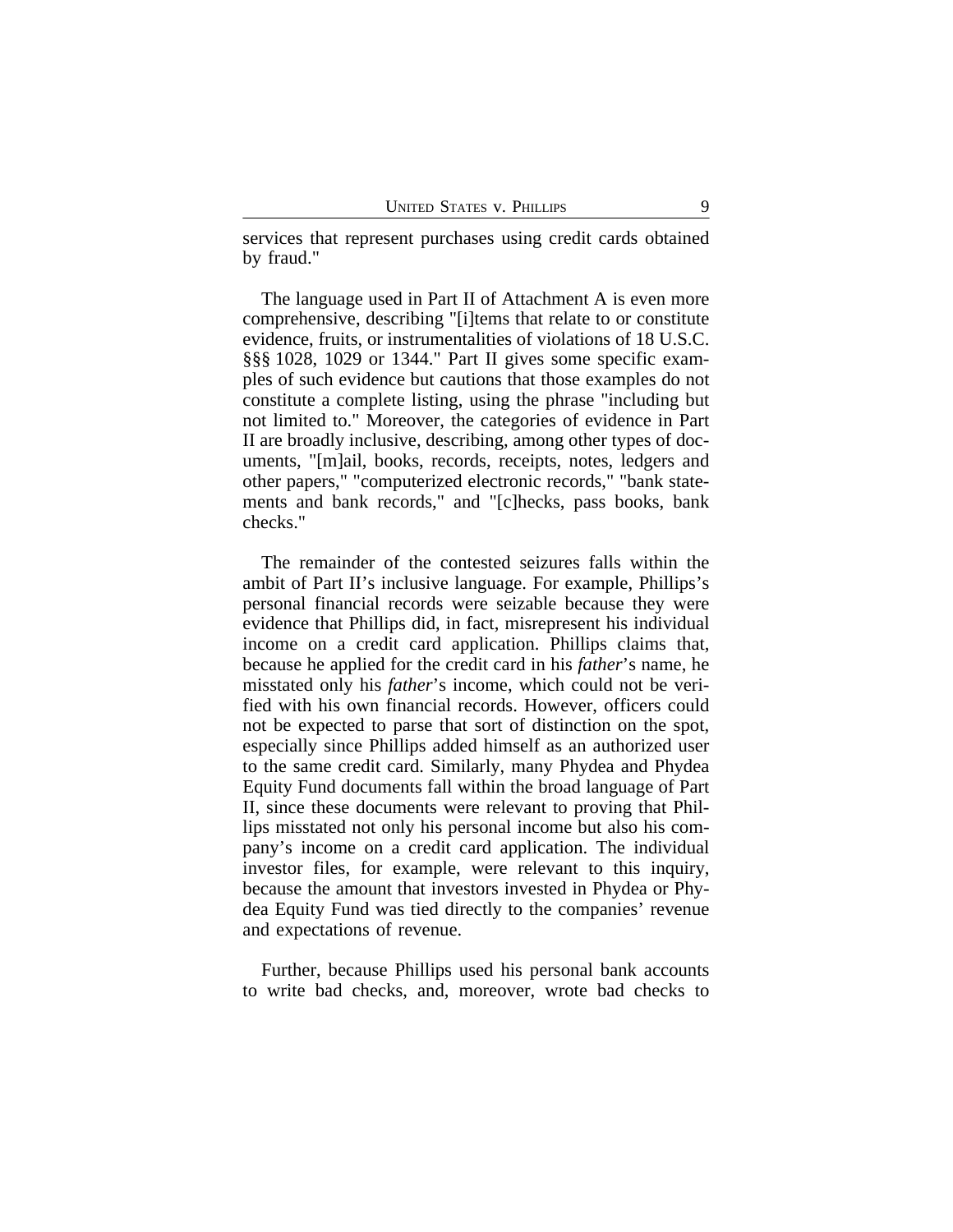services that represent purchases using credit cards obtained by fraud."

The language used in Part II of Attachment A is even more comprehensive, describing "[i]tems that relate to or constitute evidence, fruits, or instrumentalities of violations of 18 U.S.C. §§§ 1028, 1029 or 1344." Part II gives some specific examples of such evidence but cautions that those examples do not constitute a complete listing, using the phrase "including but not limited to." Moreover, the categories of evidence in Part II are broadly inclusive, describing, among other types of documents, "[m]ail, books, records, receipts, notes, ledgers and other papers," "computerized electronic records," "bank statements and bank records," and "[c]hecks, pass books, bank checks."

The remainder of the contested seizures falls within the ambit of Part II's inclusive language. For example, Phillips's personal financial records were seizable because they were evidence that Phillips did, in fact, misrepresent his individual income on a credit card application. Phillips claims that, because he applied for the credit card in his *father*'s name, he misstated only his *father*'s income, which could not be verified with his own financial records. However, officers could not be expected to parse that sort of distinction on the spot, especially since Phillips added himself as an authorized user to the same credit card. Similarly, many Phydea and Phydea Equity Fund documents fall within the broad language of Part II, since these documents were relevant to proving that Phillips misstated not only his personal income but also his company's income on a credit card application. The individual investor files, for example, were relevant to this inquiry, because the amount that investors invested in Phydea or Phydea Equity Fund was tied directly to the companies' revenue and expectations of revenue.

Further, because Phillips used his personal bank accounts to write bad checks, and, moreover, wrote bad checks to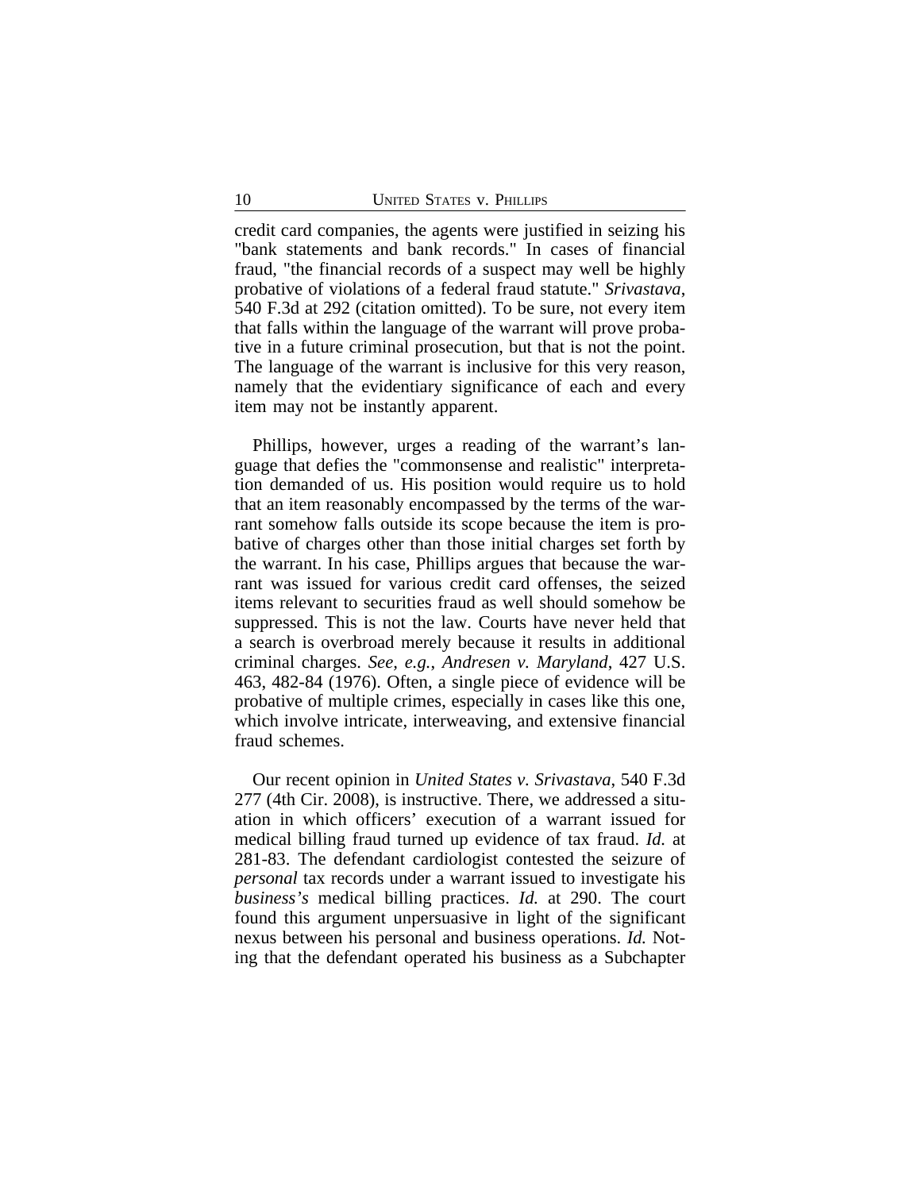credit card companies, the agents were justified in seizing his "bank statements and bank records." In cases of financial fraud, "the financial records of a suspect may well be highly probative of violations of a federal fraud statute." *Srivastava*, 540 F.3d at 292 (citation omitted). To be sure, not every item that falls within the language of the warrant will prove probative in a future criminal prosecution, but that is not the point. The language of the warrant is inclusive for this very reason, namely that the evidentiary significance of each and every item may not be instantly apparent.

Phillips, however, urges a reading of the warrant's language that defies the "commonsense and realistic" interpretation demanded of us. His position would require us to hold that an item reasonably encompassed by the terms of the warrant somehow falls outside its scope because the item is probative of charges other than those initial charges set forth by the warrant. In his case, Phillips argues that because the warrant was issued for various credit card offenses, the seized items relevant to securities fraud as well should somehow be suppressed. This is not the law. Courts have never held that a search is overbroad merely because it results in additional criminal charges. *See, e.g.*, *Andresen v. Maryland*, 427 U.S. 463, 482-84 (1976). Often, a single piece of evidence will be probative of multiple crimes, especially in cases like this one, which involve intricate, interweaving, and extensive financial fraud schemes.

Our recent opinion in *United States v. Srivastava*, 540 F.3d 277 (4th Cir. 2008), is instructive. There, we addressed a situation in which officers' execution of a warrant issued for medical billing fraud turned up evidence of tax fraud. *Id.* at 281-83. The defendant cardiologist contested the seizure of *personal* tax records under a warrant issued to investigate his *business's* medical billing practices. *Id.* at 290. The court found this argument unpersuasive in light of the significant nexus between his personal and business operations. *Id.* Noting that the defendant operated his business as a Subchapter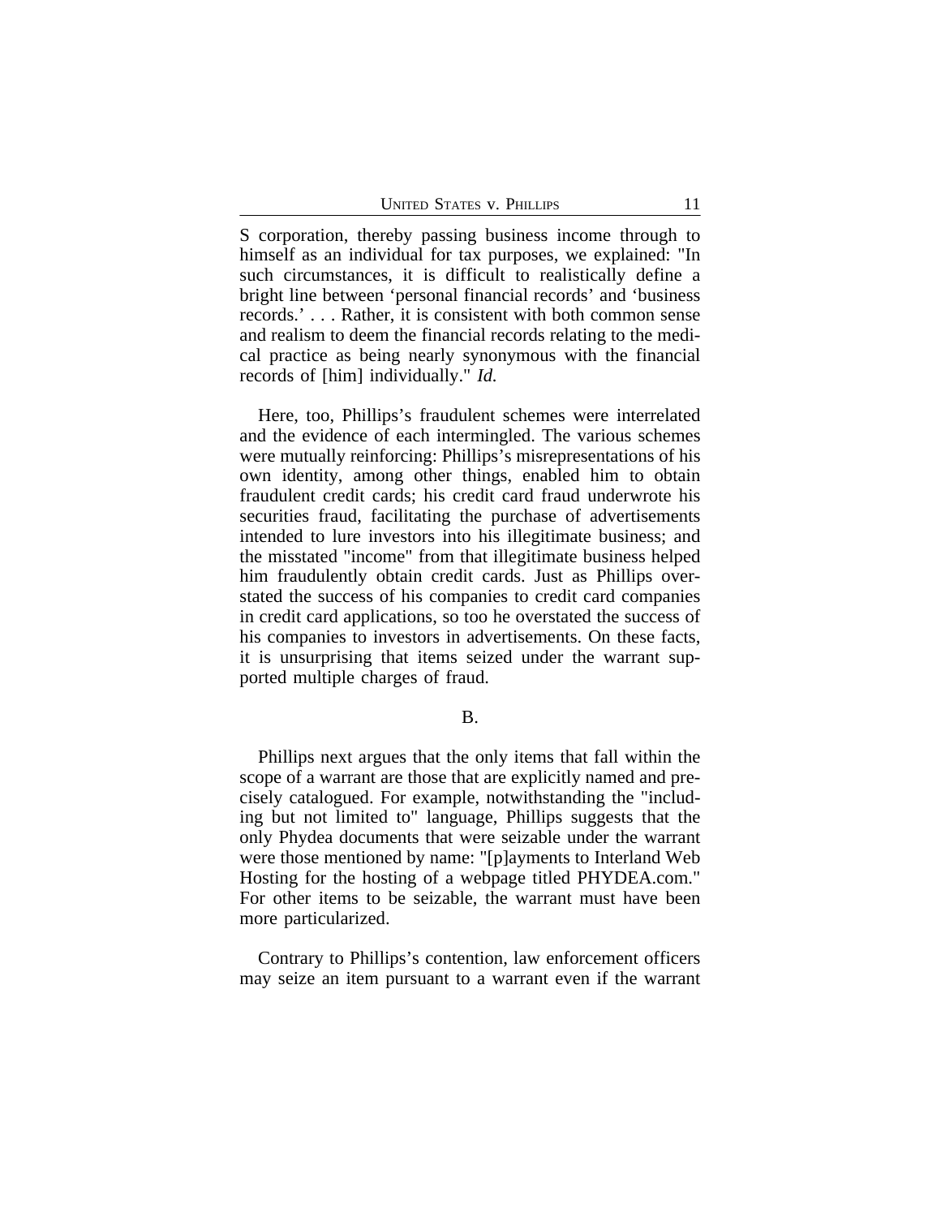S corporation, thereby passing business income through to himself as an individual for tax purposes, we explained: "In such circumstances, it is difficult to realistically define a bright line between 'personal financial records' and 'business records.' . . . Rather, it is consistent with both common sense and realism to deem the financial records relating to the medical practice as being nearly synonymous with the financial records of [him] individually." *Id.*

Here, too, Phillips's fraudulent schemes were interrelated and the evidence of each intermingled. The various schemes were mutually reinforcing: Phillips's misrepresentations of his own identity, among other things, enabled him to obtain fraudulent credit cards; his credit card fraud underwrote his securities fraud, facilitating the purchase of advertisements intended to lure investors into his illegitimate business; and the misstated "income" from that illegitimate business helped him fraudulently obtain credit cards. Just as Phillips overstated the success of his companies to credit card companies in credit card applications, so too he overstated the success of his companies to investors in advertisements. On these facts, it is unsurprising that items seized under the warrant supported multiple charges of fraud.

### B.

Phillips next argues that the only items that fall within the scope of a warrant are those that are explicitly named and precisely catalogued. For example, notwithstanding the "including but not limited to" language, Phillips suggests that the only Phydea documents that were seizable under the warrant were those mentioned by name: "[p]ayments to Interland Web Hosting for the hosting of a webpage titled PHYDEA.com." For other items to be seizable, the warrant must have been more particularized.

Contrary to Phillips's contention, law enforcement officers may seize an item pursuant to a warrant even if the warrant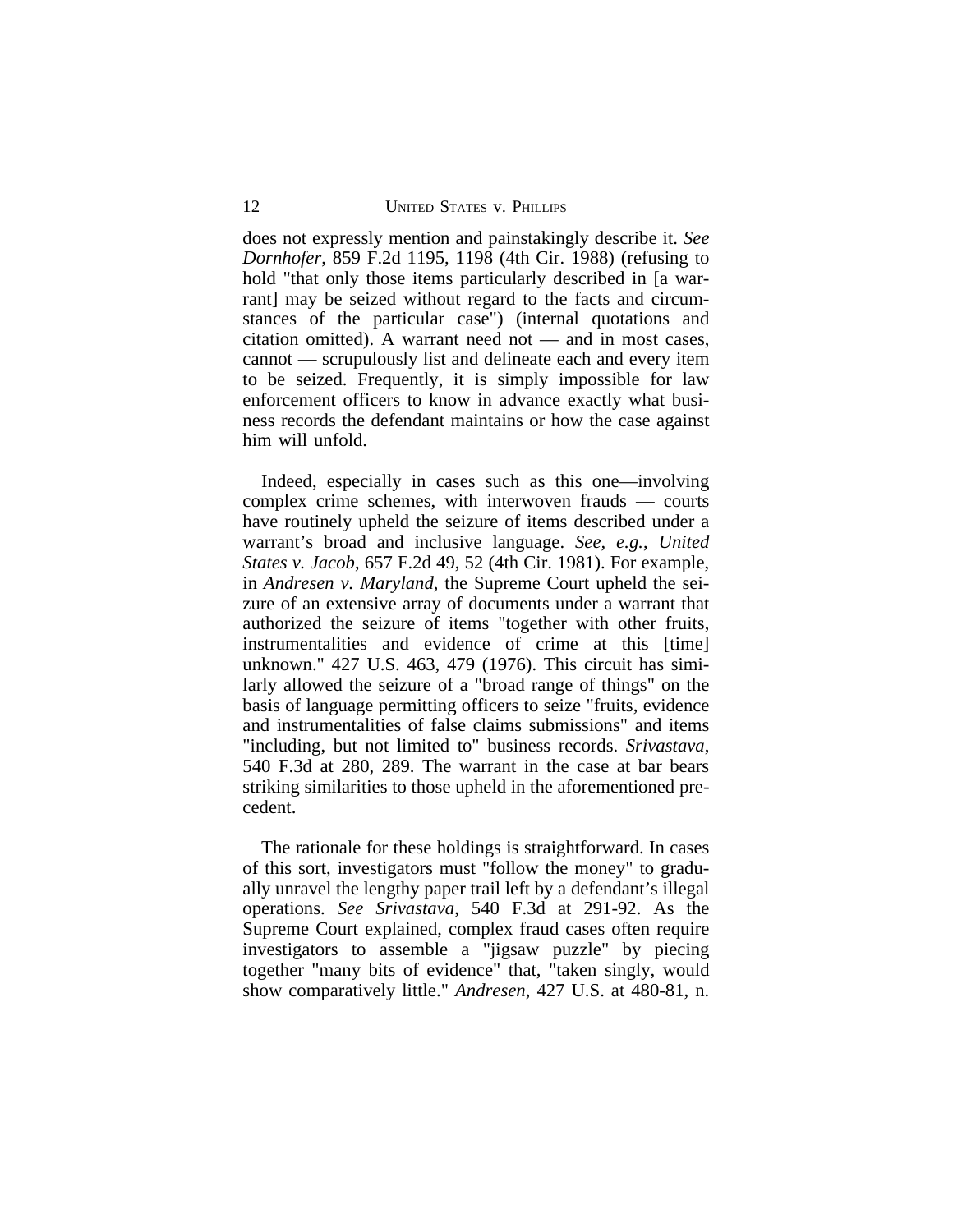does not expressly mention and painstakingly describe it. *See Dornhofer*, 859 F.2d 1195, 1198 (4th Cir. 1988) (refusing to hold "that only those items particularly described in [a warrant] may be seized without regard to the facts and circumstances of the particular case") (internal quotations and citation omitted). A warrant need not — and in most cases, cannot — scrupulously list and delineate each and every item to be seized. Frequently, it is simply impossible for law enforcement officers to know in advance exactly what business records the defendant maintains or how the case against him will unfold.

Indeed, especially in cases such as this one—involving complex crime schemes, with interwoven frauds — courts have routinely upheld the seizure of items described under a warrant's broad and inclusive language. *See, e.g.*, *United States v. Jacob*, 657 F.2d 49, 52 (4th Cir. 1981). For example, in *Andresen v. Maryland*, the Supreme Court upheld the seizure of an extensive array of documents under a warrant that authorized the seizure of items "together with other fruits, instrumentalities and evidence of crime at this [time] unknown." 427 U.S. 463, 479 (1976). This circuit has similarly allowed the seizure of a "broad range of things" on the basis of language permitting officers to seize "fruits, evidence and instrumentalities of false claims submissions" and items "including, but not limited to" business records. *Srivastava*, 540 F.3d at 280, 289. The warrant in the case at bar bears striking similarities to those upheld in the aforementioned precedent.

The rationale for these holdings is straightforward. In cases of this sort, investigators must "follow the money" to gradually unravel the lengthy paper trail left by a defendant's illegal operations. *See Srivastava*, 540 F.3d at 291-92. As the Supreme Court explained, complex fraud cases often require investigators to assemble a "jigsaw puzzle" by piecing together "many bits of evidence" that, "taken singly, would show comparatively little." *Andresen*, 427 U.S. at 480-81, n.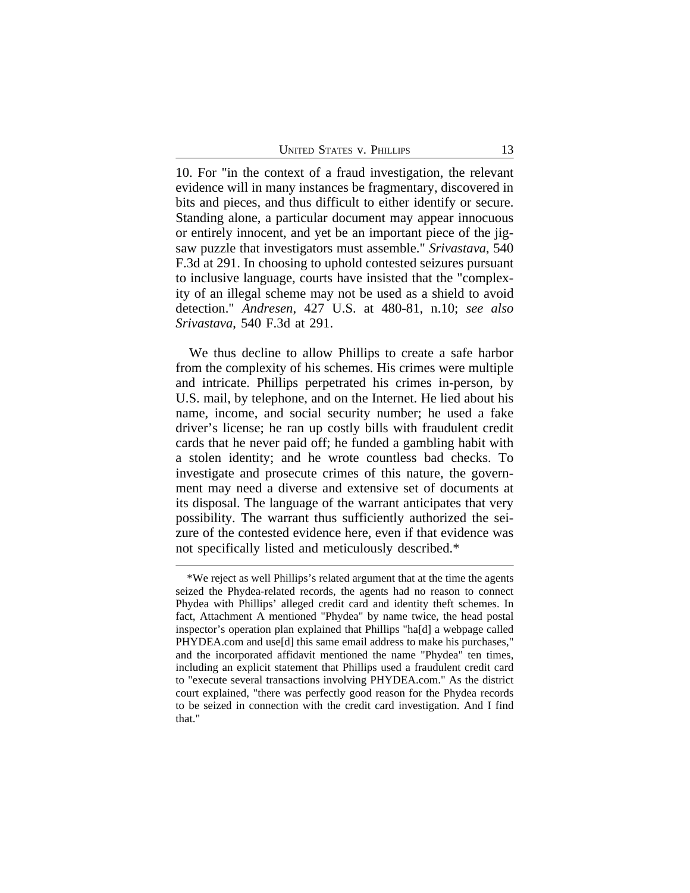10. For "in the context of a fraud investigation, the relevant evidence will in many instances be fragmentary, discovered in bits and pieces, and thus difficult to either identify or secure. Standing alone, a particular document may appear innocuous or entirely innocent, and yet be an important piece of the jigsaw puzzle that investigators must assemble." *Srivastava*, 540 F.3d at 291. In choosing to uphold contested seizures pursuant to inclusive language, courts have insisted that the "complexity of an illegal scheme may not be used as a shield to avoid detection." *Andresen*, 427 U.S. at 480-81, n.10; *see also Srivastava*, 540 F.3d at 291.

We thus decline to allow Phillips to create a safe harbor from the complexity of his schemes. His crimes were multiple and intricate. Phillips perpetrated his crimes in-person, by U.S. mail, by telephone, and on the Internet. He lied about his name, income, and social security number; he used a fake driver's license; he ran up costly bills with fraudulent credit cards that he never paid off; he funded a gambling habit with a stolen identity; and he wrote countless bad checks. To investigate and prosecute crimes of this nature, the government may need a diverse and extensive set of documents at its disposal. The language of the warrant anticipates that very possibility. The warrant thus sufficiently authorized the seizure of the contested evidence here, even if that evidence was not specifically listed and meticulously described.*

---

*We reject as well Phillips's related argument that at the time the agents seized the Phydea-related records, the agents had no reason to connect Phydea with Phillips' alleged credit card and identity theft schemes. In fact, Attachment A mentioned "Phydea" by name twice, the head postal inspector's operation plan explained that Phillips "ha[d] a webpage called PHYDEA.com and use[d] this same email address to make his purchases," and the incorporated affidavit mentioned the name "Phydea" ten times, including an explicit statement that Phillips used a fraudulent credit card to "execute several transactions involving PHYDEA.com." As the district court explained, "there was perfectly good reason for the Phydea records to be seized in connection with the credit card investigation. And I find that."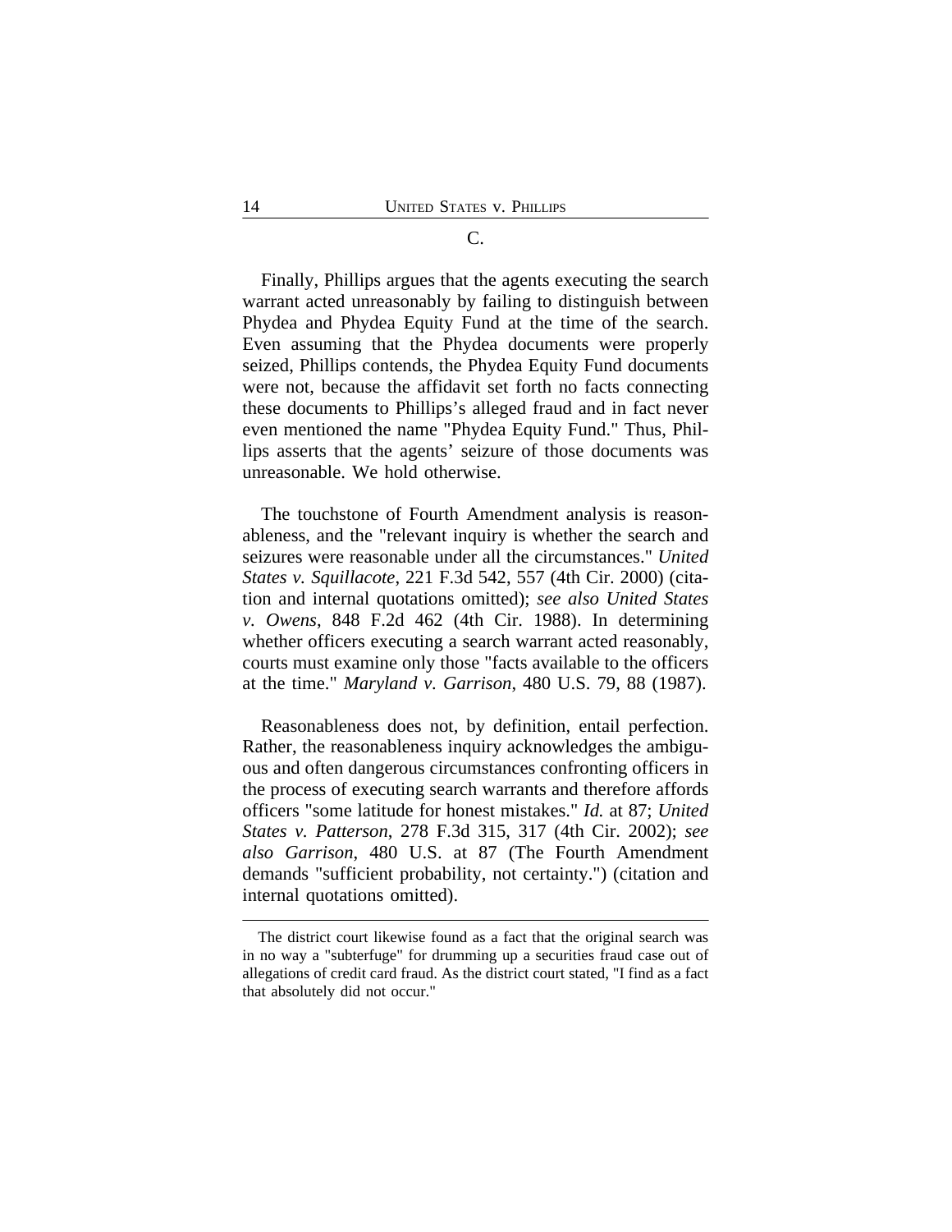C.

Finally, Phillips argues that the agents executing the search warrant acted unreasonably by failing to distinguish between Phydea and Phydea Equity Fund at the time of the search. Even assuming that the Phydea documents were properly seized, Phillips contends, the Phydea Equity Fund documents were not, because the affidavit set forth no facts connecting these documents to Phillips's alleged fraud and in fact never even mentioned the name "Phydea Equity Fund." Thus, Phillips asserts that the agents' seizure of those documents was unreasonable. We hold otherwise.

The touchstone of Fourth Amendment analysis is reasonableness, and the "relevant inquiry is whether the search and seizures were reasonable under all the circumstances." *United States v. Squillacote*, 221 F.3d 542, 557 (4th Cir. 2000) (citation and internal quotations omitted); *see also United States v. Owens*, 848 F.2d 462 (4th Cir. 1988). In determining whether officers executing a search warrant acted reasonably, courts must examine only those "facts available to the officers at the time." *Maryland v. Garrison*, 480 U.S. 79, 88 (1987).

Reasonableness does not, by definition, entail perfection. Rather, the reasonableness inquiry acknowledges the ambiguous and often dangerous circumstances confronting officers in the process of executing search warrants and therefore affords officers "some latitude for honest mistakes." *Id.* at 87; *United States v. Patterson*, 278 F.3d 315, 317 (4th Cir. 2002); *see also Garrison*, 480 U.S. at 87 (The Fourth Amendment demands "sufficient probability, not certainty.") (citation and internal quotations omitted).

---

The district court likewise found as a fact that the original search was in no way a "subterfuge" for drumming up a securities fraud case out of allegations of credit card fraud. As the district court stated, "I find as a fact that absolutely did not occur."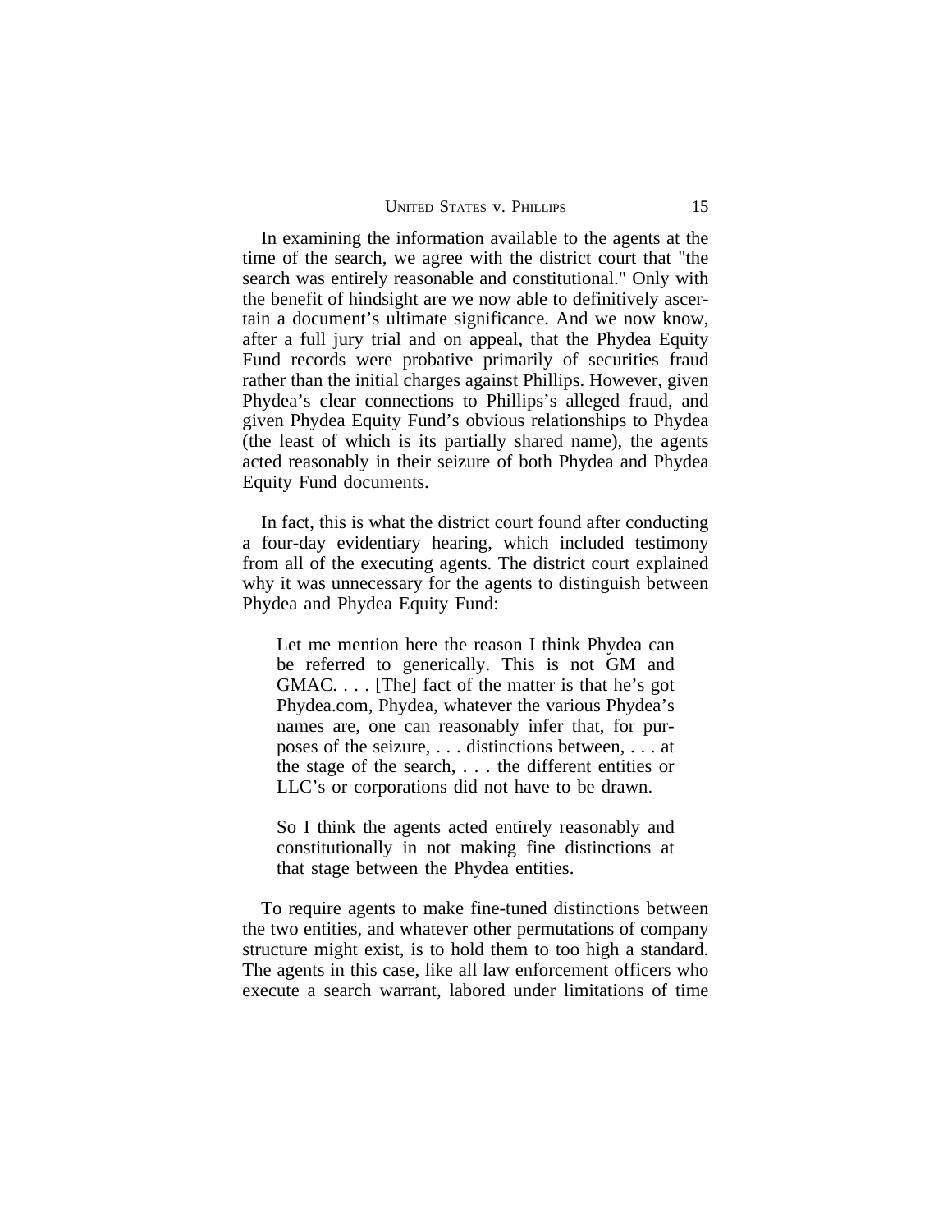In examining the information available to the agents at the time of the search, we agree with the district court that "the search was entirely reasonable and constitutional." Only with the benefit of hindsight are we now able to definitively ascertain a document's ultimate significance. And we now know, after a full jury trial and on appeal, that the Phydea Equity Fund records were probative primarily of securities fraud rather than the initial charges against Phillips. However, given Phydea's clear connections to Phillips's alleged fraud, and given Phydea Equity Fund's obvious relationships to Phydea (the least of which is its partially shared name), the agents acted reasonably in their seizure of both Phydea and Phydea Equity Fund documents.

In fact, this is what the district court found after conducting a four-day evidentiary hearing, which included testimony from all of the executing agents. The district court explained why it was unnecessary for the agents to distinguish between Phydea and Phydea Equity Fund:

> Let me mention here the reason I think Phydea can be referred to generically. This is not GM and GMAC. . . . [The] fact of the matter is that he's got Phydea.com, Phydea, whatever the various Phydea's names are, one can reasonably infer that, for purposes of the seizure, . . . distinctions between, . . . at the stage of the search, . . . the different entities or LLC's or corporations did not have to be drawn.
>
> So I think the agents acted entirely reasonably and constitutionally in not making fine distinctions at that stage between the Phydea entities.

To require agents to make fine-tuned distinctions between the two entities, and whatever other permutations of company structure might exist, is to hold them to too high a standard. The agents in this case, like all law enforcement officers who execute a search warrant, labored under limitations of time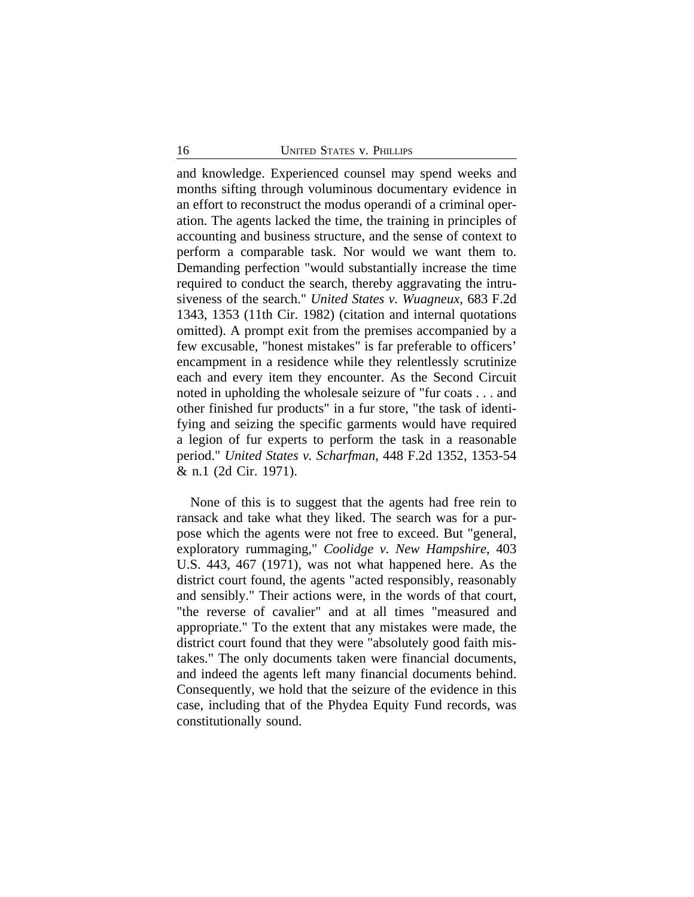and knowledge. Experienced counsel may spend weeks and months sifting through voluminous documentary evidence in an effort to reconstruct the modus operandi of a criminal operation. The agents lacked the time, the training in principles of accounting and business structure, and the sense of context to perform a comparable task. Nor would we want them to. Demanding perfection "would substantially increase the time required to conduct the search, thereby aggravating the intrusiveness of the search." *United States v. Wuagneux*, 683 F.2d 1343, 1353 (11th Cir. 1982) (citation and internal quotations omitted). A prompt exit from the premises accompanied by a few excusable, "honest mistakes" is far preferable to officers' encampment in a residence while they relentlessly scrutinize each and every item they encounter. As the Second Circuit noted in upholding the wholesale seizure of "fur coats . . . and other finished fur products" in a fur store, "the task of identifying and seizing the specific garments would have required a legion of fur experts to perform the task in a reasonable period." *United States v. Scharfman*, 448 F.2d 1352, 1353-54 & n.1 (2d Cir. 1971).

None of this is to suggest that the agents had free rein to ransack and take what they liked. The search was for a purpose which the agents were not free to exceed. But "general, exploratory rummaging," *Coolidge v. New Hampshire*, 403 U.S. 443, 467 (1971), was not what happened here. As the district court found, the agents "acted responsibly, reasonably and sensibly." Their actions were, in the words of that court, "the reverse of cavalier" and at all times "measured and appropriate." To the extent that any mistakes were made, the district court found that they were "absolutely good faith mistakes." The only documents taken were financial documents, and indeed the agents left many financial documents behind. Consequently, we hold that the seizure of the evidence in this case, including that of the Phydea Equity Fund records, was constitutionally sound.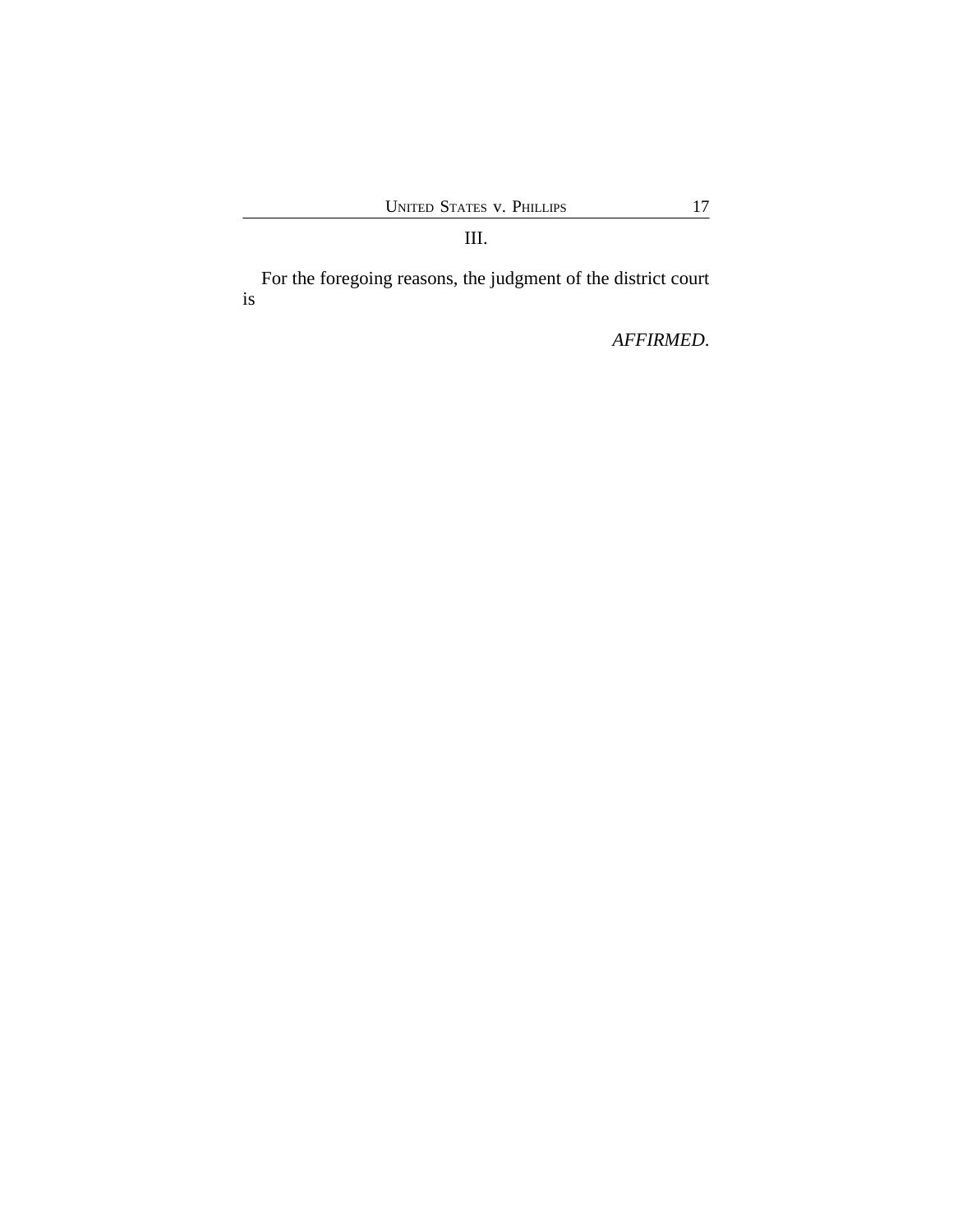## III.

For the foregoing reasons, the judgment of the district court is

*AFFIRMED.*